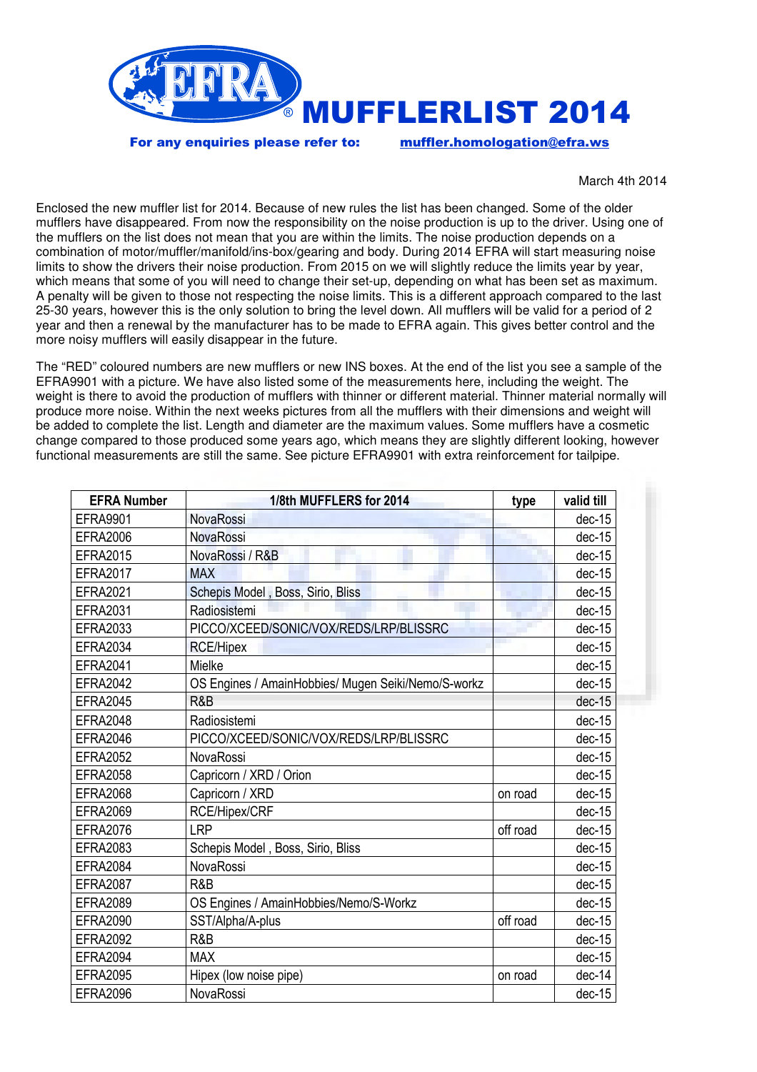# MUFFLERLIST 2014

**For any enquiries please refer to:** **muffler.homologation@efra.ws**

March 4th 2014

Enclosed the new muffler list for 2014. Because of new rules the list has been changed. Some of the older mufflers have disappeared. From now the responsibility on the noise production is up to the driver. Using one of the mufflers on the list does not mean that you are within the limits. The noise production depends on a combination of motor/muffler/manifold/ins-box/gearing and body. During 2014 EFRA will start measuring noise limits to show the drivers their noise production. From 2015 on we will slightly reduce the limits year by year, which means that some of you will need to change their set-up, depending on what has been set as maximum. A penalty will be given to those not respecting the noise limits. This is a different approach compared to the last 25-30 years, however this is the only solution to bring the level down. All mufflers will be valid for a period of 2 year and then a renewal by the manufacturer has to be made to EFRA again. This gives better control and the more noisy mufflers will easily disappear in the future.

The "RED" coloured numbers are new mufflers or new INS boxes. At the end of the list you see a sample of the EFRA9901 with a picture. We have also listed some of the measurements here, including the weight. The weight is there to avoid the production of mufflers with thinner or different material. Thinner material normally will produce more noise. Within the next weeks pictures from all the mufflers with their dimensions and weight will be added to complete the list. Length and diameter are the maximum values. Some mufflers have a cosmetic change compared to those produced some years ago, which means they are slightly different looking, however functional measurements are still the same. See picture EFRA9901 with extra reinforcement for tailpipe.

| EFRA Number | 1/8th MUFFLERS for 2014 | type | valid till |
|---|---|---|---|
| EFRA9901 | NovaRossi | | dec-15 |
| EFRA2006 | NovaRossi | | dec-15 |
| EFRA2015 | NovaRossi / R&B | | dec-15 |
| EFRA2017 | MAX | | dec-15 |
| EFRA2021 | Schepis Model , Boss, Sirio, Bliss | | dec-15 |
| EFRA2031 | Radiosistemi | | dec-15 |
| EFRA2033 | PICCO/XCEED/SONIC/VOX/REDS/LRP/BLISSRC | | dec-15 |
| EFRA2034 | RCE/Hipex | | dec-15 |
| EFRA2041 | Mielke | | dec-15 |
| EFRA2042 | OS Engines / AmainHobbies/ Mugen Seiki/Nemo/S-workz | | dec-15 |
| EFRA2045 | R&B | | dec-15 |
| EFRA2048 | Radiosistemi | | dec-15 |
| EFRA2046 | PICCO/XCEED/SONIC/VOX/REDS/LRP/BLISSRC | | dec-15 |
| EFRA2052 | NovaRossi | | dec-15 |
| EFRA2058 | Capricorn / XRD / Orion | | dec-15 |
| EFRA2068 | Capricorn / XRD | on road | dec-15 |
| EFRA2069 | RCE/Hipex/CRF | | dec-15 |
| EFRA2076 | LRP | off road | dec-15 |
| EFRA2083 | Schepis Model , Boss, Sirio, Bliss | | dec-15 |
| EFRA2084 | NovaRossi | | dec-15 |
| EFRA2087 | R&B | | dec-15 |
| EFRA2089 | OS Engines / AmainHobbies/Nemo/S-Workz | | dec-15 |
| EFRA2090 | SST/Alpha/A-plus | off road | dec-15 |
| EFRA2092 | R&B | | dec-15 |
| EFRA2094 | MAX | | dec-15 |
| EFRA2095 | Hipex (low noise pipe) | on road | dec-14 |
| EFRA2096 | NovaRossi | | dec-15 |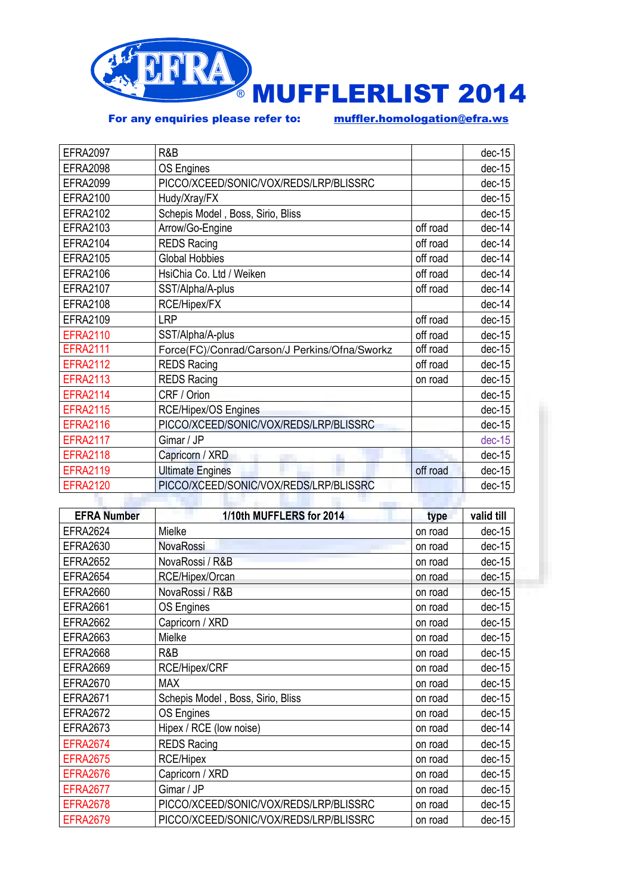# MUFFLERLIST 2014

**For any enquiries please refer to:** **muffler.homologation@efra.ws**

| | | | |
|---|---|---|---|
| EFRA2097 | R&B | | dec-15 |
| EFRA2098 | OS Engines | | dec-15 |
| EFRA2099 | PICCO/XCEED/SONIC/VOX/REDS/LRP/BLISSRC | | dec-15 |
| EFRA2100 | Hudy/Xray/FX | | dec-15 |
| EFRA2102 | Schepis Model , Boss, Sirio, Bliss | | dec-15 |
| EFRA2103 | Arrow/Go-Engine | off road | dec-14 |
| EFRA2104 | REDS Racing | off road | dec-14 |
| EFRA2105 | Global Hobbies | off road | dec-14 |
| EFRA2106 | HsiChia Co. Ltd / Weiken | off road | dec-14 |
| EFRA2107 | SST/Alpha/A-plus | off road | dec-14 |
| EFRA2108 | RCE/Hipex/FX | | dec-14 |
| EFRA2109 | LRP | off road | dec-15 |
| EFRA2110 | SST/Alpha/A-plus | off road | dec-15 |
| EFRA2111 | Force(FC)/Conrad/Carson/J Perkins/Ofna/Sworkz | off road | dec-15 |
| EFRA2112 | REDS Racing | off road | dec-15 |
| EFRA2113 | REDS Racing | on road | dec-15 |
| EFRA2114 | CRF / Orion | | dec-15 |
| EFRA2115 | RCE/Hipex/OS Engines | | dec-15 |
| EFRA2116 | PICCO/XCEED/SONIC/VOX/REDS/LRP/BLISSRC | | dec-15 |
| EFRA2117 | Gimar / JP | | dec-15 |
| EFRA2118 | Capricorn / XRD | | dec-15 |
| EFRA2119 | Ultimate Engines | off road | dec-15 |
| EFRA2120 | PICCO/XCEED/SONIC/VOX/REDS/LRP/BLISSRC | | dec-15 |

| EFRA Number | 1/10th MUFFLERS for 2014 | type | valid till |
|---|---|---|---|
| EFRA2624 | Mielke | on road | dec-15 |
| EFRA2630 | NovaRossi | on road | dec-15 |
| EFRA2652 | NovaRossi / R&B | on road | dec-15 |
| EFRA2654 | RCE/Hipex/Orcan | on road | dec-15 |
| EFRA2660 | NovaRossi / R&B | on road | dec-15 |
| EFRA2661 | OS Engines | on road | dec-15 |
| EFRA2662 | Capricorn / XRD | on road | dec-15 |
| EFRA2663 | Mielke | on road | dec-15 |
| EFRA2668 | R&B | on road | dec-15 |
| EFRA2669 | RCE/Hipex/CRF | on road | dec-15 |
| EFRA2670 | MAX | on road | dec-15 |
| EFRA2671 | Schepis Model , Boss, Sirio, Bliss | on road | dec-15 |
| EFRA2672 | OS Engines | on road | dec-15 |
| EFRA2673 | Hipex / RCE (low noise) | on road | dec-14 |
| EFRA2674 | REDS Racing | on road | dec-15 |
| EFRA2675 | RCE/Hipex | on road | dec-15 |
| EFRA2676 | Capricorn / XRD | on road | dec-15 |
| EFRA2677 | Gimar / JP | on road | dec-15 |
| EFRA2678 | PICCO/XCEED/SONIC/VOX/REDS/LRP/BLISSRC | on road | dec-15 |
| EFRA2679 | PICCO/XCEED/SONIC/VOX/REDS/LRP/BLISSRC | on road | dec-15 |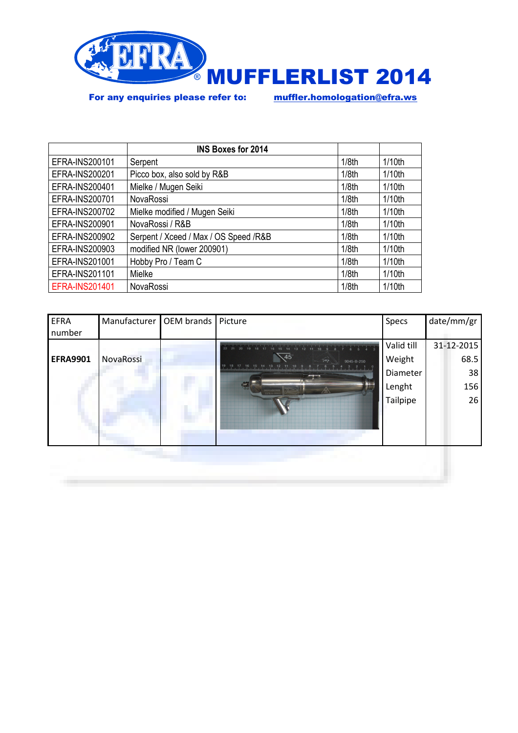# MUFFLERLIST 2014

**For any enquiries please refer to:** **muffler.homologation@efra.ws**

| | INS Boxes for 2014 | | |
|---|---|---|---|
| EFRA-INS200101 | Serpent | 1/8th | 1/10th |
| EFRA-INS200201 | Picco box, also sold by R&B | 1/8th | 1/10th |
| EFRA-INS200401 | Mielke / Mugen Seiki | 1/8th | 1/10th |
| EFRA-INS200701 | NovaRossi | 1/8th | 1/10th |
| EFRA-INS200702 | Mielke modified / Mugen Seiki | 1/8th | 1/10th |
| EFRA-INS200901 | NovaRossi / R&B | 1/8th | 1/10th |
| EFRA-INS200902 | Serpent / Xceed / Max / OS Speed /R&B | 1/8th | 1/10th |
| EFRA-INS200903 | modified NR (lower 200901) | 1/8th | 1/10th |
| EFRA-INS201001 | Hobby Pro / Team C | 1/8th | 1/10th |
| EFRA-INS201101 | Mielke | 1/8th | 1/10th |
| EFRA-INS201401 | NovaRossi | 1/8th | 1/10th |

| EFRA number | Manufacturer | OEM brands | Picture | Specs | date/mm/gr |
|---|---|---|---|---|---|
| **EFRA9901** | NovaRossi | | | Valid till | 31-12-2015 |
| | | | | Weight | 68.5 |
| | | | | Diameter | 38 |
| | | | | Lenght | 156 |
| | | | | Tailpipe | 26 |